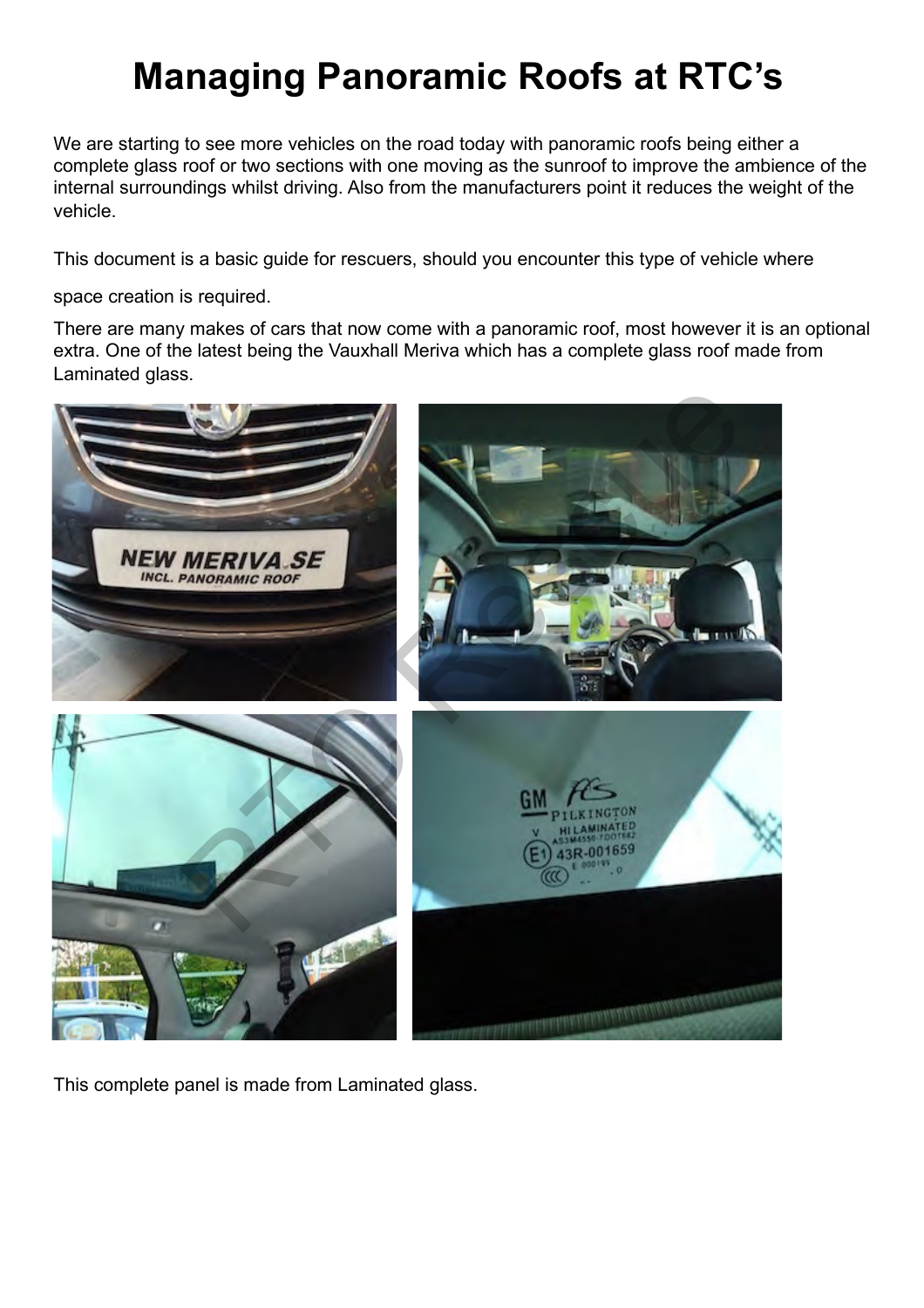# Managing Panoramic Roofs at RTC's

We are starting to see more vehicles on the road today with panoramic roofs being either a complete glass roof or two sections with one moving as the sunroof to improve the ambience of the internal surroundings whilst driving. Also from the manufacturers point it reduces the weight of the vehicle.

This document is a basic guide for rescuers, should you encounter this type of vehicle where space creation is required.

There are many makes of cars that now come with a panoramic roof, most however it is an optional extra. One of the latest being the Vauxhall Meriva which has a complete glass roof made from Laminated glass.

This complete panel is made from Laminated glass.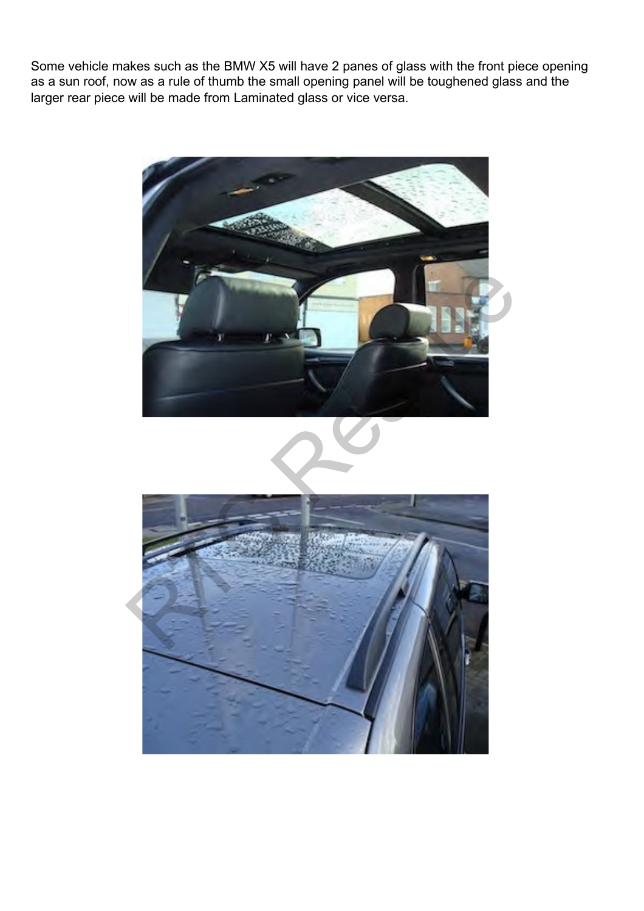Some vehicle makes such as the BMW X5 will have 2 panes of glass with the front piece opening as a sun roof, now as a rule of thumb the small opening panel will be toughened glass and the larger rear piece will be made from Laminated glass or vice versa.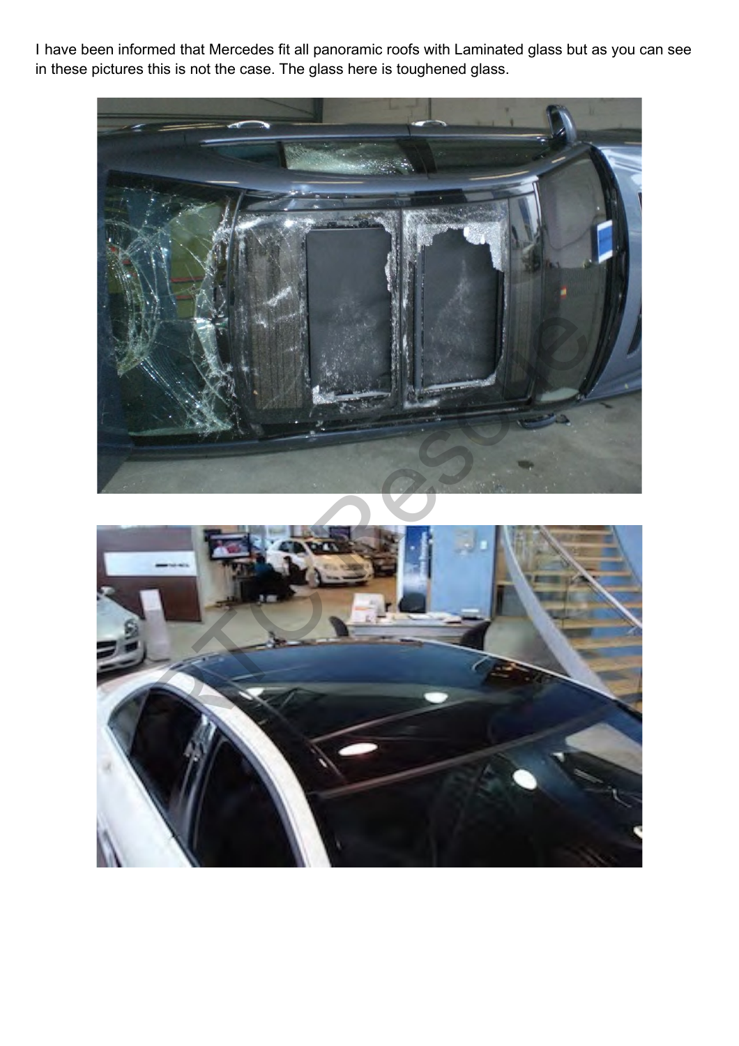I have been informed that Mercedes fit all panoramic roofs with Laminated glass but as you can see in these pictures this is not the case. The glass here is toughened glass.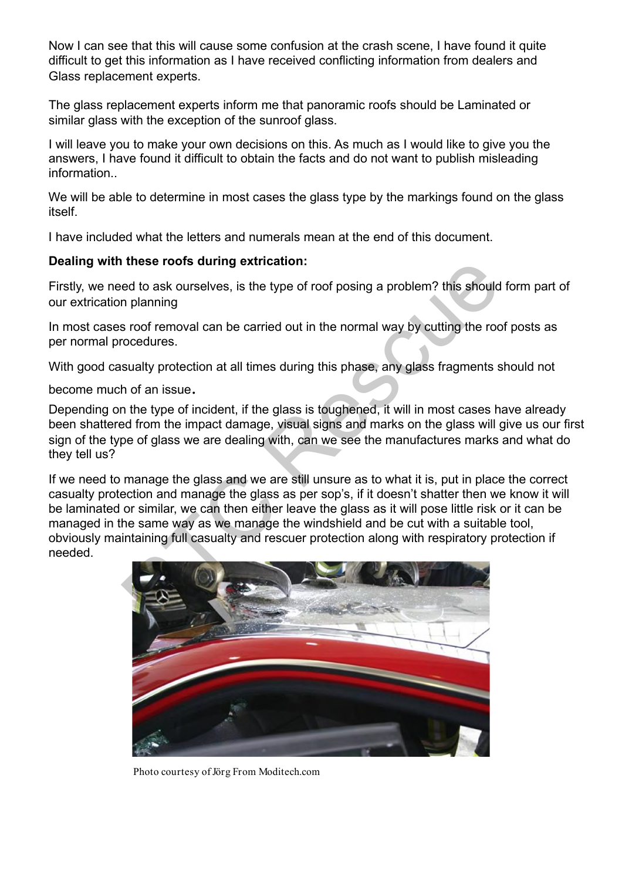Now I can see that this will cause some confusion at the crash scene, I have found it quite difficult to get this information as I have received conflicting information from dealers and Glass replacement experts.

The glass replacement experts inform me that panoramic roofs should be Laminated or similar glass with the exception of the sunroof glass.

I will leave you to make your own decisions on this. As much as I would like to give you the answers, I have found it difficult to obtain the facts and do not want to publish misleading information..

We will be able to determine in most cases the glass type by the markings found on the glass itself.

I have included what the letters and numerals mean at the end of this document.

**Dealing with these roofs during extrication:**

Firstly, we need to ask ourselves, is the type of roof posing a problem? this should form part of our extrication planning

In most cases roof removal can be carried out in the normal way by cutting the roof posts as per normal procedures.

With good casualty protection at all times during this phase, any glass fragments should not become much of an issue.

Depending on the type of incident, if the glass is toughened, it will in most cases have already been shattered from the impact damage, visual signs and marks on the glass will give us our first sign of the type of glass we are dealing with, can we see the manufactures marks and what do they tell us?

If we need to manage the glass and we are still unsure as to what it is, put in place the correct casualty protection and manage the glass as per sop's, if it doesn't shatter then we know it will be laminated or similar, we can then either leave the glass as it will pose little risk or it can be managed in the same way as we manage the windshield and be cut with a suitable tool, obviously maintaining full casualty and rescuer protection along with respiratory protection if needed.

Photo courtesy of Jörg From Moditech.com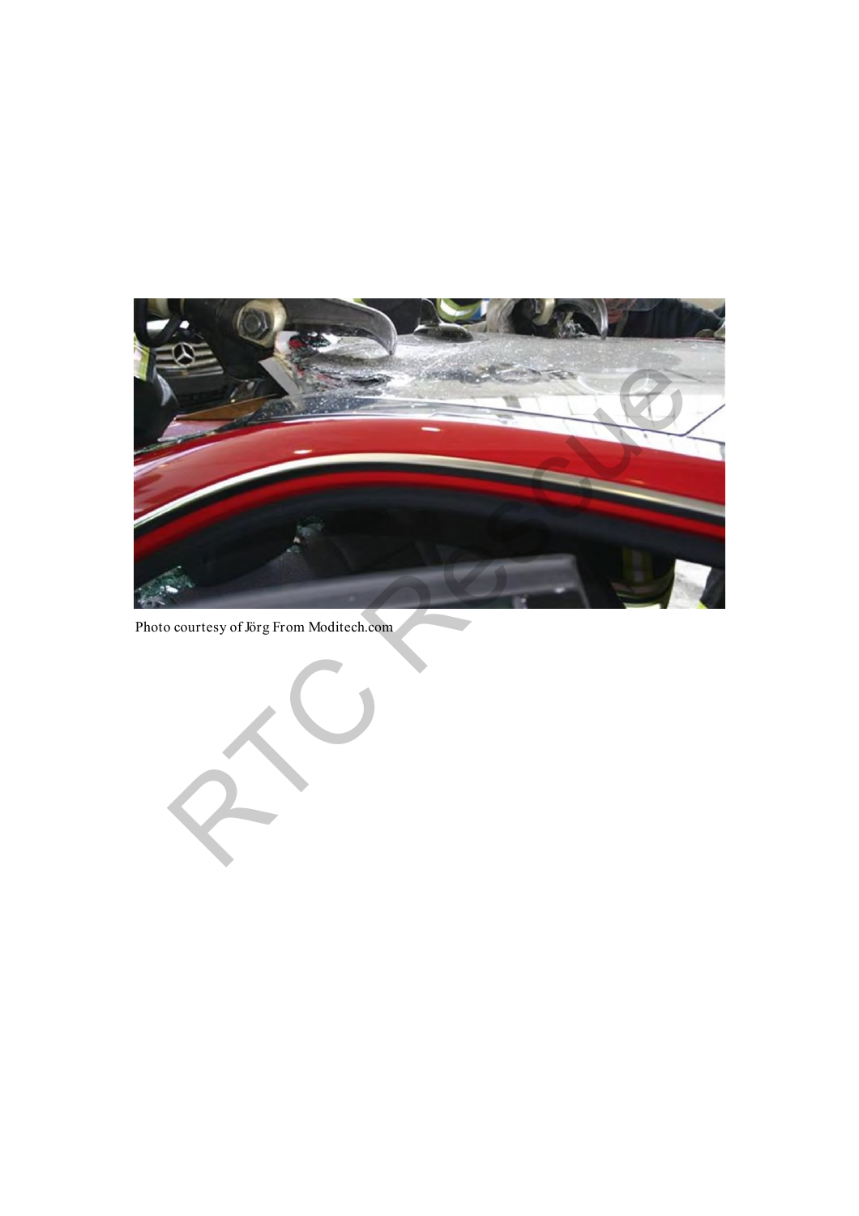Photo courtesy of Jörg From Moditech.com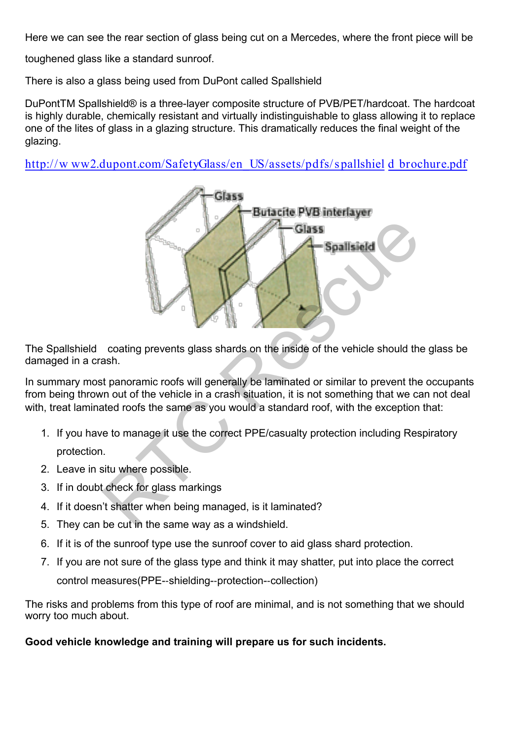Here we can see the rear section of glass being cut on a Mercedes, where the front piece will be toughened glass like a standard sunroof.

There is also a glass being used from DuPont called Spallshield

DuPontTM Spallshield® is a three-layer composite structure of PVB/PET/hardcoat. The hardcoat is highly durable, chemically resistant and virtually indistinguishable to glass allowing it to replace one of the lites of glass in a glazing structure. This dramatically reduces the final weight of the glazing.

http://www2.dupont.com/SafetyGlass/en_US/assets/pdfs/spallshield_brochure.pdf

The Spallshield coating prevents glass shards on the inside of the vehicle should the glass be damaged in a crash.

In summary most panoramic roofs will generally be laminated or similar to prevent the occupants from being thrown out of the vehicle in a crash situation, it is not something that we can not deal with, treat laminated roofs the same as you would a standard roof, with the exception that:

1. If you have to manage it use the correct PPE/casualty protection including Respiratory protection.
2. Leave in situ where possible.
3. If in doubt check for glass markings
4. If it doesn't shatter when being managed, is it laminated?
5. They can be cut in the same way as a windshield.
6. If it is of the sunroof type use the sunroof cover to aid glass shard protection.
7. If you are not sure of the glass type and think it may shatter, put into place the correct control measures(PPE--shielding--protection--collection)

The risks and problems from this type of roof are minimal, and is not something that we should worry too much about.

**Good vehicle knowledge and training will prepare us for such incidents.**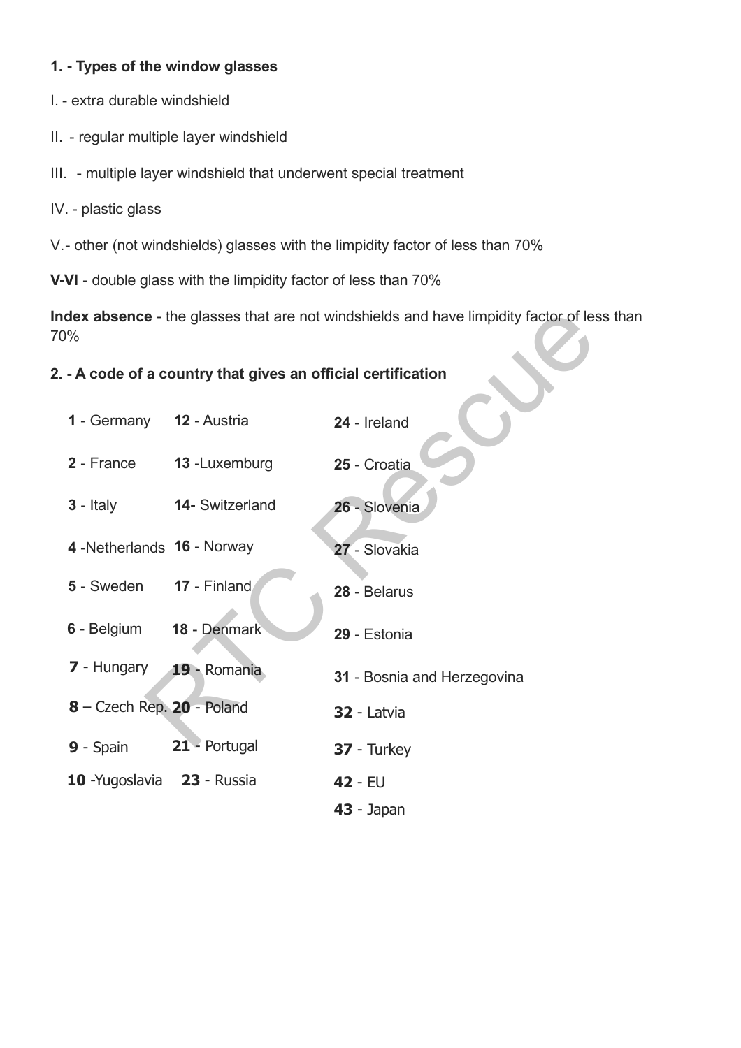**1. - Types of the window glasses**

I. - extra durable windshield

II. - regular multiple layer windshield

III. - multiple layer windshield that underwent special treatment

IV. - plastic glass

V.- other (not windshields) glasses with the limpidity factor of less than 70%

**V-VI** - double glass with the limpidity factor of less than 70%

**Index absence** - the glasses that are not windshields and have limpidity factor of less than 70%

**2. - A code of a country that gives an official certification**

**1** - Germany

**2** - France

**3** - Italy

**4** -Netherlands

**5** - Sweden

**6** - Belgium

**7** - Hungary

**8** – Czech Rep.

**9** - Spain

**10** -Yugoslavia

**12** - Austria

**13** -Luxemburg

**14-** Switzerland

**16** - Norway

**17** - Finland

**18** - Denmark

**19** - Romania

**20** - Poland

**21** - Portugal

**23** - Russia

**24** - Ireland

**25** - Croatia

**26** - Slovenia

**27** - Slovakia

**28** - Belarus

**29** - Estonia

**31** - Bosnia and Herzegovina

**32** - Latvia

**37** - Turkey

**42** - EU

**43** - Japan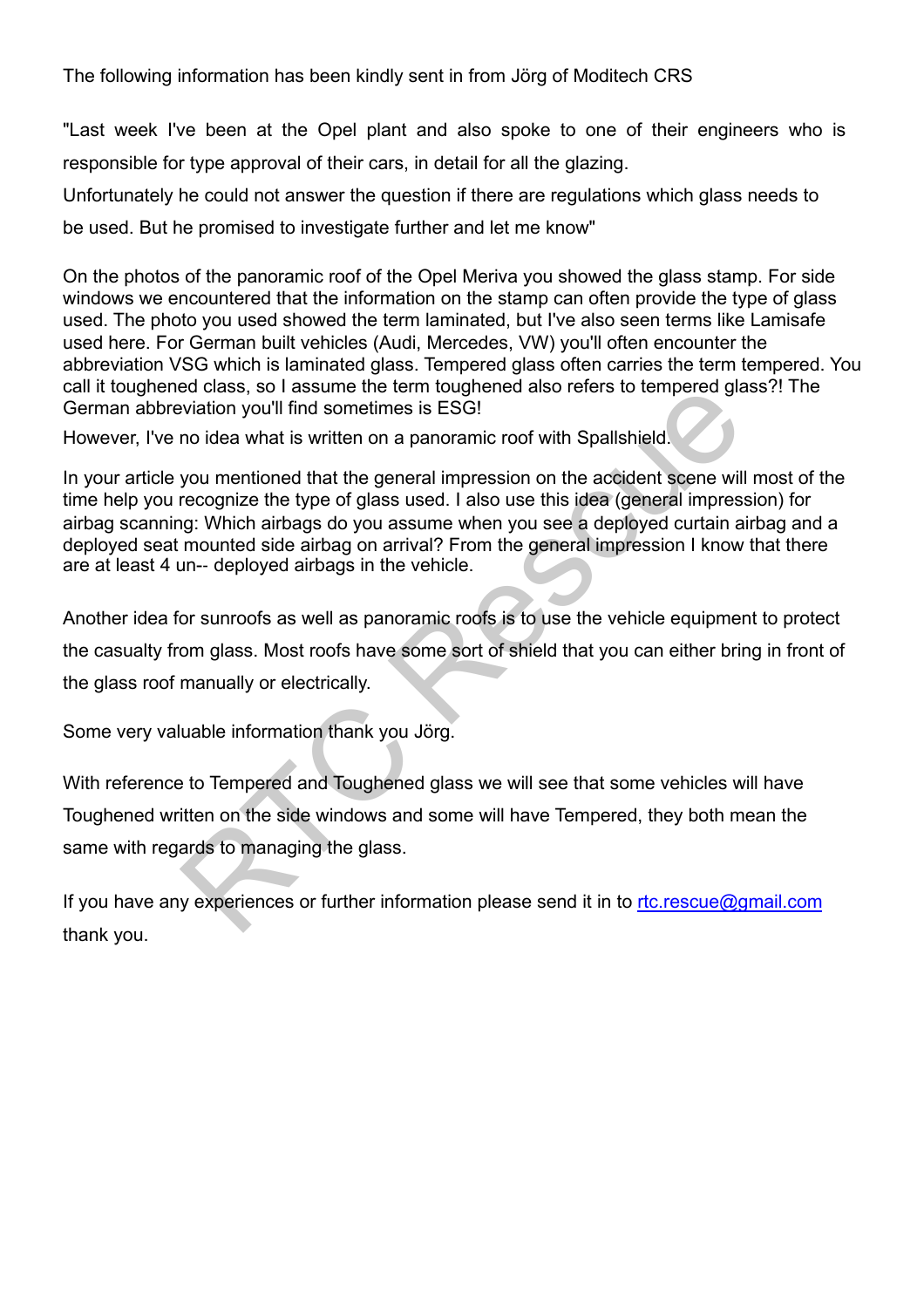The following information has been kindly sent in from Jörg of Moditech CRS

"Last week I've been at the Opel plant and also spoke to one of their engineers who is responsible for type approval of their cars, in detail for all the glazing.
Unfortunately he could not answer the question if there are regulations which glass needs to be used. But he promised to investigate further and let me know"

On the photos of the panoramic roof of the Opel Meriva you showed the glass stamp. For side windows we encountered that the information on the stamp can often provide the type of glass used. The photo you used showed the term laminated, but I've also seen terms like Lamisafe used here. For German built vehicles (Audi, Mercedes, VW) you'll often encounter the abbreviation VSG which is laminated glass. Tempered glass often carries the term tempered. You call it toughened class, so I assume the term toughened also refers to tempered glass?! The German abbreviation you'll find sometimes is ESG!

However, I've no idea what is written on a panoramic roof with Spallshield.

In your article you mentioned that the general impression on the accident scene will most of the time help you recognize the type of glass used. I also use this idea (general impression) for airbag scanning: Which airbags do you assume when you see a deployed curtain airbag and a deployed seat mounted side airbag on arrival? From the general impression I know that there are at least 4 un-- deployed airbags in the vehicle.

Another idea for sunroofs as well as panoramic roofs is to use the vehicle equipment to protect the casualty from glass. Most roofs have some sort of shield that you can either bring in front of the glass roof manually or electrically.

Some very valuable information thank you Jörg.

With reference to Tempered and Toughened glass we will see that some vehicles will have Toughened written on the side windows and some will have Tempered, they both mean the same with regards to managing the glass.

If you have any experiences or further information please send it in to rtc.rescue@gmail.com thank you.